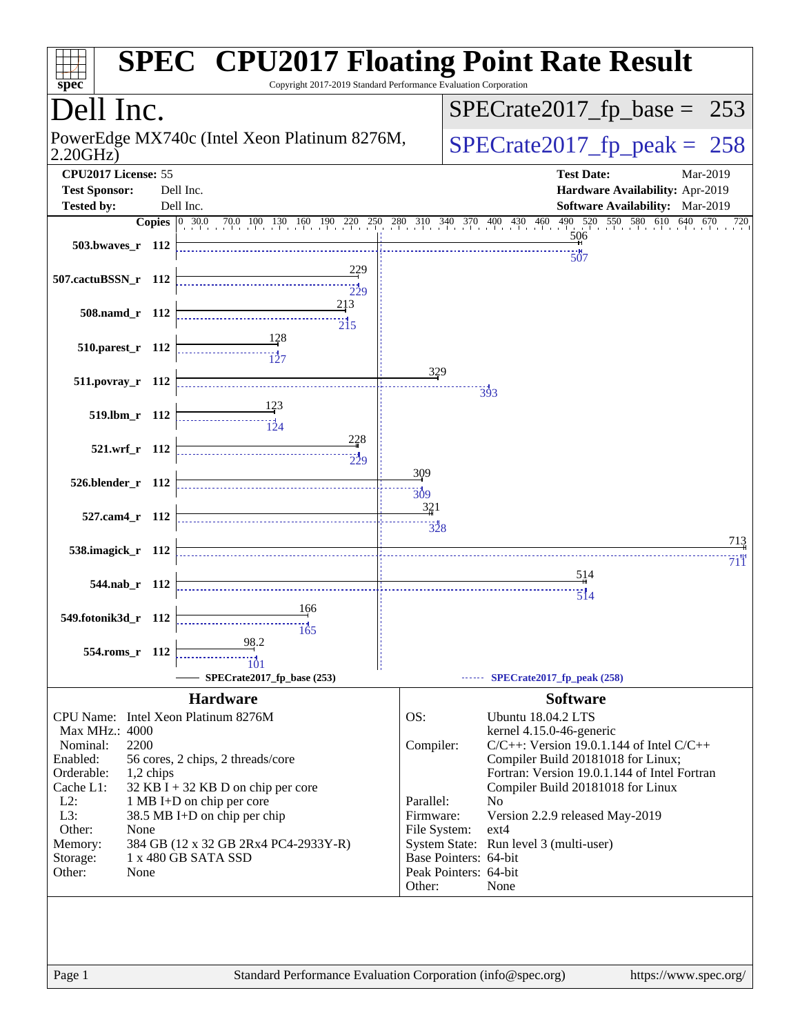# SPEC CPU2017 Floating Point Rate Result

Copyright 2017-2019 Standard Performance Evaluation Corporation

## Dell Inc.

PowerEdge MX740c (Intel Xeon Platinum 8276M, 2.20GHz)

SPECrate2017_fp_base = 253

SPECrate2017_fp_peak = 258

**CPU2017 License:** 55
**Test Sponsor:** Dell Inc.
**Tested by:** Dell Inc.

**Test Date:** Mar-2019
**Hardware Availability:** Apr-2019
**Software Availability:** Mar-2019

| Benchmark | Copies | Base | Peak |
|---|---|---|---|
| 503.bwaves_r | 112 | 506 | 507 |
| 507.cactuBSSN_r | 112 | 229 | 229 |
| 508.namd_r | 112 | 213 | 215 |
| 510.parest_r | 112 | 128 | 127 |
| 511.povray_r | 112 | 329 | 393 |
| 519.lbm_r | 112 | 123 | 124 |
| 521.wrf_r | 112 | 228 | 229 |
| 526.blender_r | 112 | 309 | 309 |
| 527.cam4_r | 112 | 321 | 328 |
| 538.imagick_r | 112 | 713 | 711 |
| 544.nab_r | 112 | 514 | 514 |
| 549.fotonik3d_r | 112 | 166 | 165 |
| 554.roms_r | 112 | 98.2 | 101 |

SPECrate2017_fp_base (253) — SPECrate2017_fp_peak (258)

## Hardware

| | |
|---|---|
| CPU Name: | Intel Xeon Platinum 8276M |
| Max MHz.: | 4000 |
| Nominal: | 2200 |
| Enabled: | 56 cores, 2 chips, 2 threads/core |
| Orderable: | 1,2 chips |
| Cache L1: | 32 KB I + 32 KB D on chip per core |
| L2: | 1 MB I+D on chip per core |
| L3: | 38.5 MB I+D on chip per chip |
| Other: | None |
| Memory: | 384 GB (12 x 32 GB 2Rx4 PC4-2933Y-R) |
| Storage: | 1 x 480 GB SATA SSD |
| Other: | None |

## Software

| | |
|---|---|
| OS: | Ubuntu 18.04.2 LTS kernel 4.15.0-46-generic |
| Compiler: | C/C++: Version 19.0.1.144 of Intel C/C++ Compiler Build 20181018 for Linux; Fortran: Version 19.0.1.144 of Intel Fortran Compiler Build 20181018 for Linux |
| Parallel: | No |
| Firmware: | Version 2.2.9 released May-2019 |
| File System: | ext4 |
| System State: | Run level 3 (multi-user) |
| Base Pointers: | 64-bit |
| Peak Pointers: | 64-bit |
| Other: | None |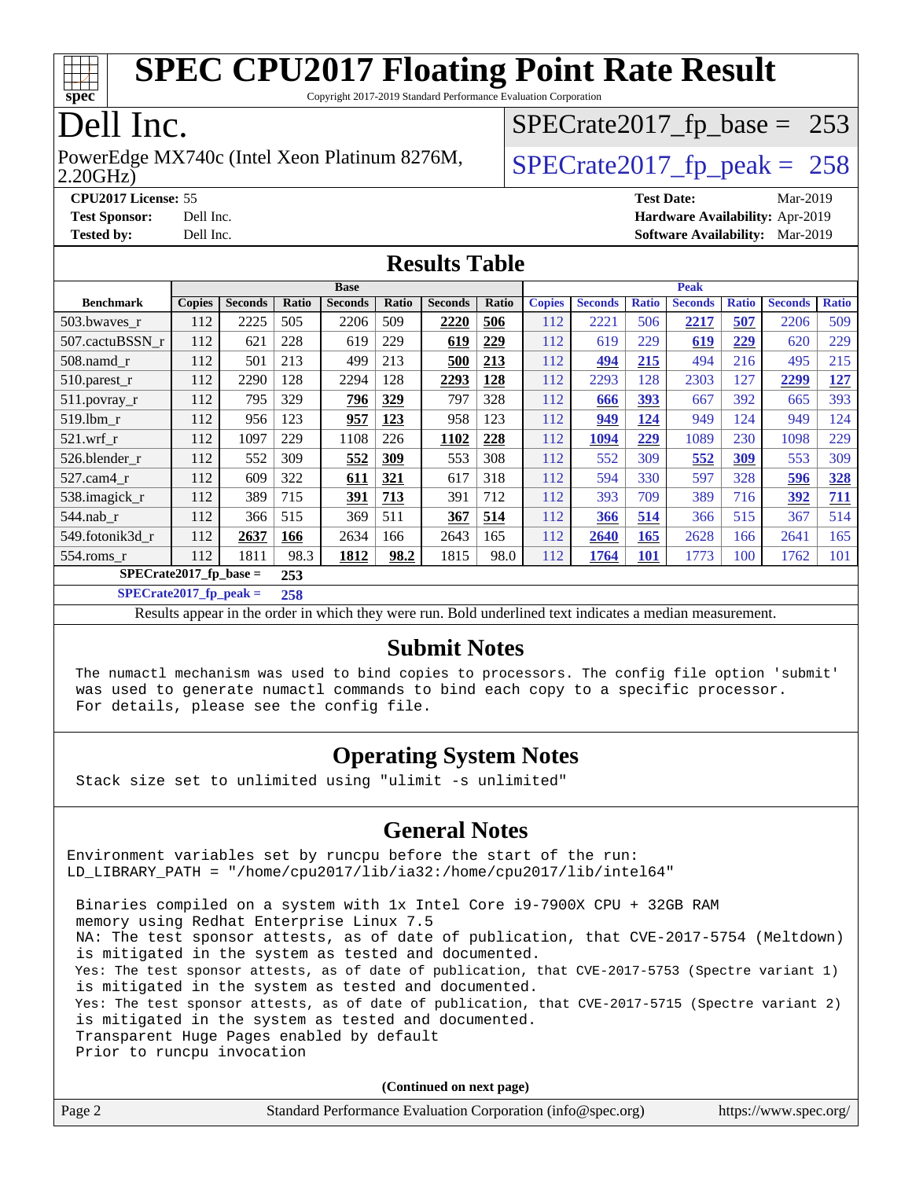# SPEC CPU2017 Floating Point Rate Result

Copyright 2017-2019 Standard Performance Evaluation Corporation

# Dell Inc.

PowerEdge MX740c (Intel Xeon Platinum 8276M, 2.20GHz)

SPECrate2017_fp_base = 253

SPECrate2017_fp_peak = 258

**CPU2017 License:** 55
**Test Sponsor:** Dell Inc.
**Tested by:** Dell Inc.

**Test Date:** Mar-2019
**Hardware Availability:** Apr-2019
**Software Availability:** Mar-2019

## Results Table

| | Base | | | | | | | Peak | | | | | | |
|---|---|---|---|---|---|---|---|---|---|---|---|---|---|---|
| **Benchmark** | **Copies** | **Seconds** | **Ratio** | **Seconds** | **Ratio** | **Seconds** | **Ratio** | **Copies** | **Seconds** | **Ratio** | **Seconds** | **Ratio** | **Seconds** | **Ratio** |
| 503.bwaves_r | 112 | 2225 | 505 | 2206 | 509 | **2220** | **506** | 112 | 2221 | 506 | **2217** | **507** | 2206 | 509 |
| 507.cactuBSSN_r | 112 | 621 | 228 | 619 | 229 | **619** | **229** | 112 | 619 | 229 | **619** | **229** | 620 | 229 |
| 508.namd_r | 112 | 501 | 213 | 499 | 213 | **500** | **213** | 112 | **494** | **215** | 494 | 216 | 495 | 215 |
| 510.parest_r | 112 | 2290 | 128 | 2294 | 128 | **2293** | **128** | 112 | 2293 | 128 | 2303 | 127 | **2299** | **127** |
| 511.povray_r | 112 | 795 | 329 | **796** | **329** | 797 | 328 | 112 | **666** | **393** | 667 | 392 | 665 | 393 |
| 519.lbm_r | 112 | 956 | 123 | **957** | **123** | 958 | 123 | 112 | **949** | **124** | 949 | 124 | 949 | 124 |
| 521.wrf_r | 112 | 1097 | 229 | 1108 | 226 | **1102** | **228** | 112 | **1094** | **229** | 1089 | 230 | 1098 | 229 |
| 526.blender_r | 112 | 552 | 309 | **552** | **309** | 553 | 308 | 112 | 552 | 309 | **552** | **309** | 553 | 309 |
| 527.cam4_r | 112 | 609 | 322 | **611** | **321** | 617 | 318 | 112 | 594 | 330 | 597 | 328 | **596** | **328** |
| 538.imagick_r | 112 | 389 | 715 | **391** | **713** | 391 | 712 | 112 | 393 | 709 | 389 | 716 | **392** | **711** |
| 544.nab_r | 112 | 366 | 515 | 369 | 511 | **367** | **514** | 112 | **366** | **514** | 366 | 515 | 367 | 514 |
| 549.fotonik3d_r | 112 | **2637** | **166** | 2634 | 166 | 2643 | 165 | 112 | **2640** | **165** | 2628 | 166 | 2641 | 165 |
| 554.roms_r | 112 | 1811 | 98.3 | **1812** | **98.2** | 1815 | 98.0 | 112 | **1764** | **101** | 1773 | 100 | 1762 | 101 |

**SPECrate2017_fp_base = 253**

**SPECrate2017_fp_peak = 258**

Results appear in the order in which they were run. Bold underlined text indicates a median measurement.

## Submit Notes

The numactl mechanism was used to bind copies to processors. The config file option 'submit' was used to generate numactl commands to bind each copy to a specific processor. For details, please see the config file.

## Operating System Notes

Stack size set to unlimited using "ulimit -s unlimited"

## General Notes

```
Environment variables set by runcpu before the start of the run:
LD_LIBRARY_PATH = "/home/cpu2017/lib/ia32:/home/cpu2017/lib/intel64"
```

Binaries compiled on a system with 1x Intel Core i9-7900X CPU + 32GB RAM memory using Redhat Enterprise Linux 7.5
NA: The test sponsor attests, as of date of publication, that CVE-2017-5754 (Meltdown) is mitigated in the system as tested and documented.
Yes: The test sponsor attests, as of date of publication, that CVE-2017-5753 (Spectre variant 1) is mitigated in the system as tested and documented.
Yes: The test sponsor attests, as of date of publication, that CVE-2017-5715 (Spectre variant 2) is mitigated in the system as tested and documented.
Transparent Huge Pages enabled by default
Prior to runcpu invocation

**(Continued on next page)**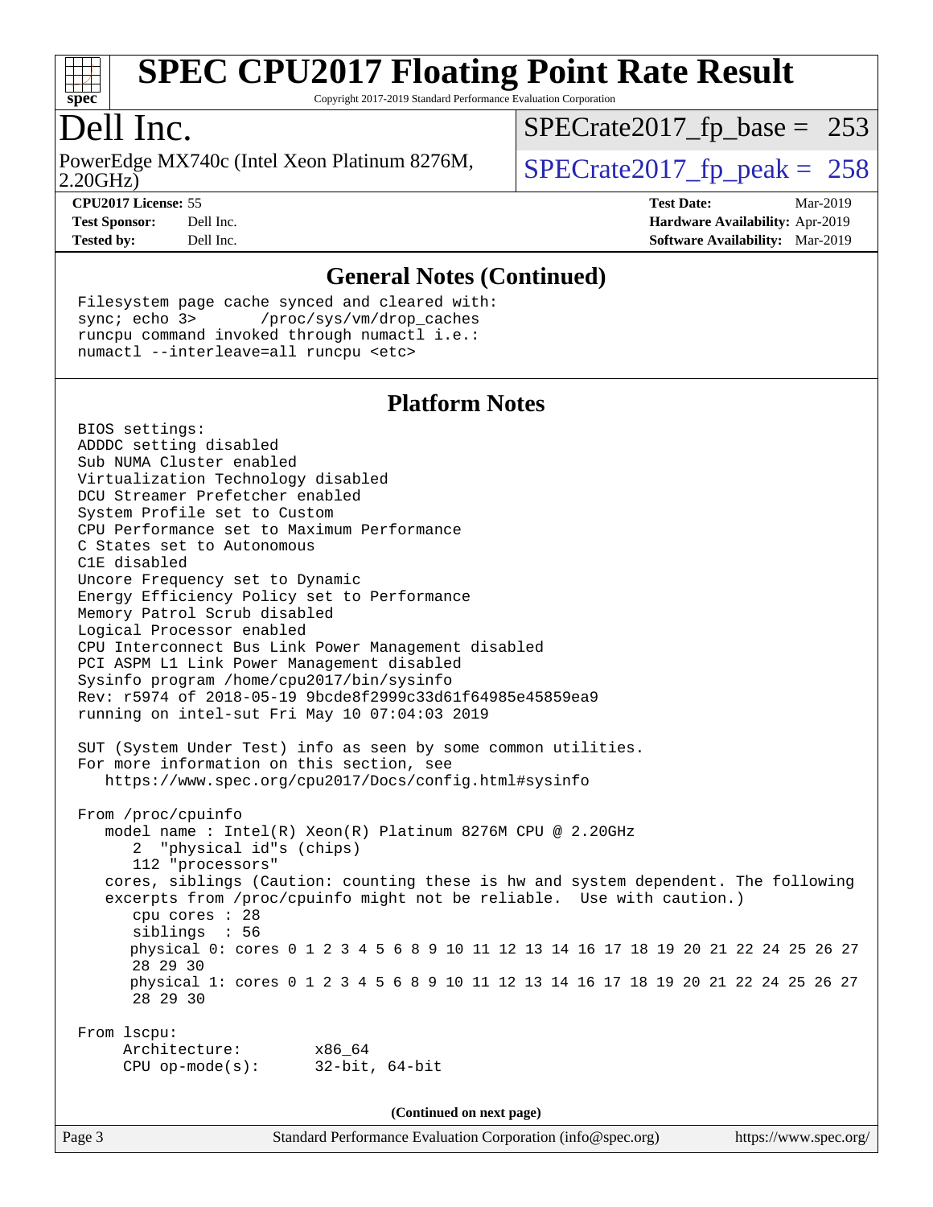# SPEC CPU2017 Floating Point Rate Result

Copyright 2017-2019 Standard Performance Evaluation Corporation

## Dell Inc.

PowerEdge MX740c (Intel Xeon Platinum 8276M, 2.20GHz)

SPECrate2017_fp_base = 253

SPECrate2017_fp_peak = 258

**CPU2017 License:** 55
**Test Sponsor:** Dell Inc.
**Tested by:** Dell Inc.

**Test Date:** Mar-2019
**Hardware Availability:** Apr-2019
**Software Availability:** Mar-2019

### General Notes (Continued)

```
Filesystem page cache synced and cleared with:
sync; echo 3>       /proc/sys/vm/drop_caches
runcpu command invoked through numactl i.e.:
numactl --interleave=all runcpu <etc>
```

### Platform Notes

```
BIOS settings:
ADDDC setting disabled
Sub NUMA Cluster enabled
Virtualization Technology disabled
DCU Streamer Prefetcher enabled
System Profile set to Custom
CPU Performance set to Maximum Performance
C States set to Autonomous
C1E disabled
Uncore Frequency set to Dynamic
Energy Efficiency Policy set to Performance
Memory Patrol Scrub disabled
Logical Processor enabled
CPU Interconnect Bus Link Power Management disabled
PCI ASPM L1 Link Power Management disabled
Sysinfo program /home/cpu2017/bin/sysinfo
Rev: r5974 of 2018-05-19 9bcde8f2999c33d61f64985e45859ea9
running on intel-sut Fri May 10 07:04:03 2019

SUT (System Under Test) info as seen by some common utilities.
For more information on this section, see
   https://www.spec.org/cpu2017/Docs/config.html#sysinfo

From /proc/cpuinfo
   model name : Intel(R) Xeon(R) Platinum 8276M CPU @ 2.20GHz
      2  "physical id"s (chips)
      112 "processors"
   cores, siblings (Caution: counting these is hw and system dependent. The following
   excerpts from /proc/cpuinfo might not be reliable.  Use with caution.)
      cpu cores : 28
      siblings  : 56
      physical 0: cores 0 1 2 3 4 5 6 8 9 10 11 12 13 14 16 17 18 19 20 21 22 24 25 26 27
      28 29 30
      physical 1: cores 0 1 2 3 4 5 6 8 9 10 11 12 13 14 16 17 18 19 20 21 22 24 25 26 27
      28 29 30

From lscpu:
     Architecture:        x86_64
     CPU op-mode(s):      32-bit, 64-bit
```

**(Continued on next page)**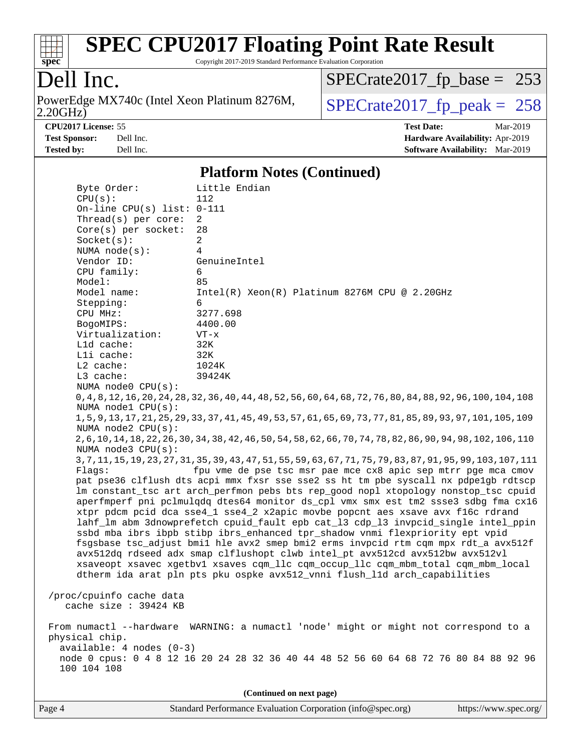# SPEC CPU2017 Floating Point Rate Result

Copyright 2017-2019 Standard Performance Evaluation Corporation

**Dell Inc.**

PowerEdge MX740c (Intel Xeon Platinum 8276M, 2.20GHz)

SPECrate2017_fp_base = 253

SPECrate2017_fp_peak = 258

**CPU2017 License:** 55
**Test Sponsor:** Dell Inc.
**Tested by:** Dell Inc.

**Test Date:** Mar-2019
**Hardware Availability:** Apr-2019
**Software Availability:** Mar-2019

## Platform Notes (Continued)

```
     Byte Order:          Little Endian
     CPU(s):              112
     On-line CPU(s) list: 0-111
     Thread(s) per core:  2
     Core(s) per socket:  28
     Socket(s):           2
     NUMA node(s):        4
     Vendor ID:           GenuineIntel
     CPU family:          6
     Model:               85
     Model name:          Intel(R) Xeon(R) Platinum 8276M CPU @ 2.20GHz
     Stepping:            6
     CPU MHz:             3277.698
     BogoMIPS:            4400.00
     Virtualization:      VT-x
     L1d cache:           32K
     L1i cache:           32K
     L2 cache:            1024K
     L3 cache:            39424K
     NUMA node0 CPU(s):
     0,4,8,12,16,20,24,28,32,36,40,44,48,52,56,60,64,68,72,76,80,84,88,92,96,100,104,108
     NUMA node1 CPU(s):
     1,5,9,13,17,21,25,29,33,37,41,45,49,53,57,61,65,69,73,77,81,85,89,93,97,101,105,109
     NUMA node2 CPU(s):
     2,6,10,14,18,22,26,30,34,38,42,46,50,54,58,62,66,70,74,78,82,86,90,94,98,102,106,110
     NUMA node3 CPU(s):
     3,7,11,15,19,23,27,31,35,39,43,47,51,55,59,63,67,71,75,79,83,87,91,95,99,103,107,111
     Flags:               fpu vme de pse tsc msr pae mce cx8 apic sep mtrr pge mca cmov
     pat pse36 clflush dts acpi mmx fxsr sse sse2 ss ht tm pbe syscall nx pdpe1gb rdtscp
     lm constant_tsc art arch_perfmon pebs bts rep_good nopl xtopology nonstop_tsc cpuid
     aperfmperf pni pclmulqdq dtes64 monitor ds_cpl vmx smx est tm2 ssse3 sdbg fma cx16
     xtpr pdcm pcid dca sse4_1 sse4_2 x2apic movbe popcnt aes xsave avx f16c rdrand
     lahf_lm abm 3dnowprefetch cpuid_fault epb cat_l3 cdp_l3 invpcid_single intel_ppin
     ssbd mba ibrs ibpb stibp ibrs_enhanced tpr_shadow vnmi flexpriority ept vpid
     fsgsbase tsc_adjust bmi1 hle avx2 smep bmi2 erms invpcid rtm cqm mpx rdt_a avx512f
     avx512dq rdseed adx smap clflushopt clwb intel_pt avx512cd avx512bw avx512vl
     xsaveopt xsavec xgetbv1 xsaves cqm_llc cqm_occup_llc cqm_mbm_total cqm_mbm_local
     dtherm ida arat pln pts pku ospke avx512_vnni flush_l1d arch_capabilities

 /proc/cpuinfo cache data
    cache size : 39424 KB

 From numactl --hardware  WARNING: a numactl 'node' might or might not correspond to a
 physical chip.
   available: 4 nodes (0-3)
   node 0 cpus: 0 4 8 12 16 20 24 28 32 36 40 44 48 52 56 60 64 68 72 76 80 84 88 92 96
   100 104 108
```

(Continued on next page)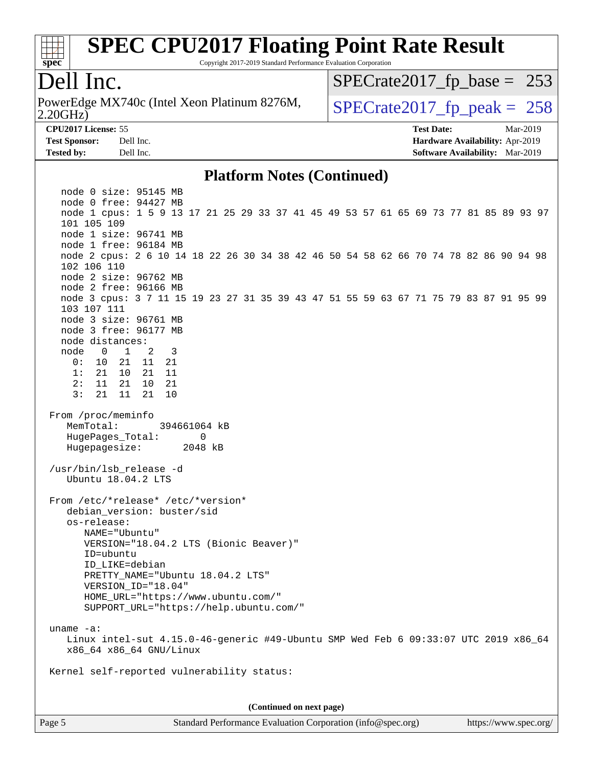# SPEC CPU2017 Floating Point Rate Result

Copyright 2017-2019 Standard Performance Evaluation Corporation

# Dell Inc.

PowerEdge MX740c (Intel Xeon Platinum 8276M, 2.20GHz)

SPECrate2017_fp_base = 253

SPECrate2017_fp_peak = 258

**CPU2017 License:** 55
**Test Sponsor:** Dell Inc.
**Tested by:** Dell Inc.

**Test Date:** Mar-2019
**Hardware Availability:** Apr-2019
**Software Availability:** Mar-2019

## Platform Notes (Continued)

```
    node 0 size: 95145 MB
    node 0 free: 94427 MB
    node 1 cpus: 1 5 9 13 17 21 25 29 33 37 41 45 49 53 57 61 65 69 73 77 81 85 89 93 97
    101 105 109
    node 1 size: 96741 MB
    node 1 free: 96184 MB
    node 2 cpus: 2 6 10 14 18 22 26 30 34 38 42 46 50 54 58 62 66 70 74 78 82 86 90 94 98
    102 106 110
    node 2 size: 96762 MB
    node 2 free: 96166 MB
    node 3 cpus: 3 7 11 15 19 23 27 31 35 39 43 47 51 55 59 63 67 71 75 79 83 87 91 95 99
    103 107 111
    node 3 size: 96761 MB
    node 3 free: 96177 MB
    node distances:
    node   0   1   2   3
      0:  10  21  11  21
      1:  21  10  21  11
      2:  11  21  10  21
      3:  21  11  21  10

  From /proc/meminfo
     MemTotal:       394661064 kB
     HugePages_Total:       0
     Hugepagesize:       2048 kB

  /usr/bin/lsb_release -d
     Ubuntu 18.04.2 LTS

  From /etc/*release* /etc/*version*
     debian_version: buster/sid
     os-release:
        NAME="Ubuntu"
        VERSION="18.04.2 LTS (Bionic Beaver)"
        ID=ubuntu
        ID_LIKE=debian
        PRETTY_NAME="Ubuntu 18.04.2 LTS"
        VERSION_ID="18.04"
        HOME_URL="https://www.ubuntu.com/"
        SUPPORT_URL="https://help.ubuntu.com/"

  uname -a:
     Linux intel-sut 4.15.0-46-generic #49-Ubuntu SMP Wed Feb 6 09:33:07 UTC 2019 x86_64
     x86_64 x86_64 GNU/Linux

  Kernel self-reported vulnerability status:
```

(Continued on next page)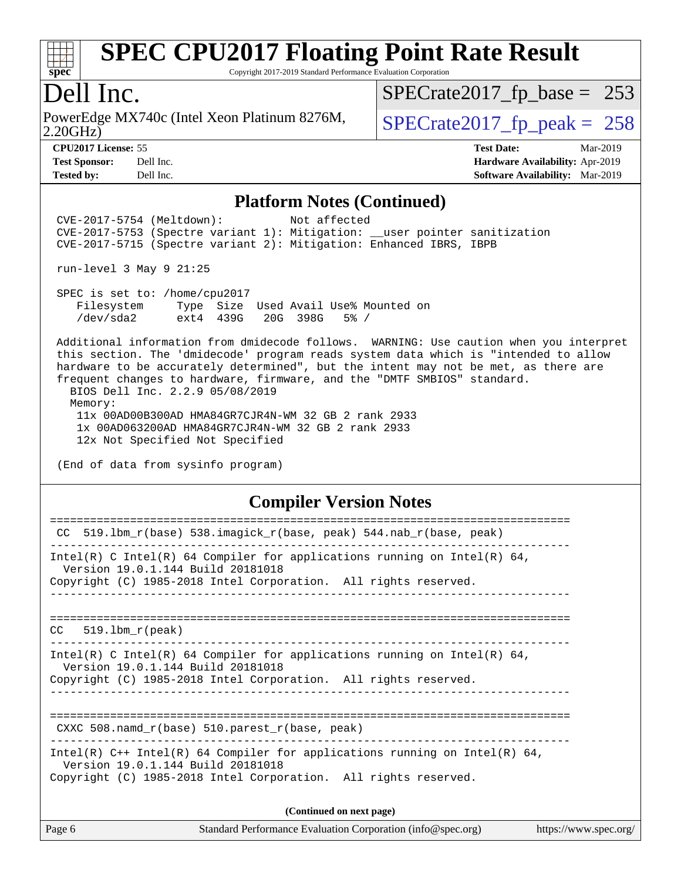# SPEC CPU2017 Floating Point Rate Result

Copyright 2017-2019 Standard Performance Evaluation Corporation

## Dell Inc.

PowerEdge MX740c (Intel Xeon Platinum 8276M, 2.20GHz)

SPECrate2017_fp_base = 253

SPECrate2017_fp_peak = 258

**CPU2017 License:** 55
**Test Sponsor:** Dell Inc.
**Tested by:** Dell Inc.

**Test Date:** Mar-2019
**Hardware Availability:** Apr-2019
**Software Availability:** Mar-2019

### Platform Notes (Continued)

```
CVE-2017-5754 (Meltdown):          Not affected
CVE-2017-5753 (Spectre variant 1): Mitigation: __user pointer sanitization
CVE-2017-5715 (Spectre variant 2): Mitigation: Enhanced IBRS, IBPB

run-level 3 May 9 21:25

SPEC is set to: /home/cpu2017
   Filesystem     Type  Size  Used Avail Use% Mounted on
   /dev/sda2      ext4  439G   20G  398G   5% /

Additional information from dmidecode follows.  WARNING: Use caution when you interpret
this section. The 'dmidecode' program reads system data which is "intended to allow
hardware to be accurately determined", but the intent may not be met, as there are
frequent changes to hardware, firmware, and the "DMTF SMBIOS" standard.
  BIOS Dell Inc. 2.2.9 05/08/2019
  Memory:
   11x 00AD00B300AD HMA84GR7CJR4N-WM 32 GB 2 rank 2933
   1x 00AD063200AD HMA84GR7CJR4N-WM 32 GB 2 rank 2933
   12x Not Specified Not Specified

(End of data from sysinfo program)
```

### Compiler Version Notes

```
==============================================================================
 CC  519.lbm_r(base) 538.imagick_r(base, peak) 544.nab_r(base, peak)
------------------------------------------------------------------------------
Intel(R) C Intel(R) 64 Compiler for applications running on Intel(R) 64,
  Version 19.0.1.144 Build 20181018
Copyright (C) 1985-2018 Intel Corporation.  All rights reserved.
------------------------------------------------------------------------------

==============================================================================
CC   519.lbm_r(peak)
------------------------------------------------------------------------------
Intel(R) C Intel(R) 64 Compiler for applications running on Intel(R) 64,
  Version 19.0.1.144 Build 20181018
Copyright (C) 1985-2018 Intel Corporation.  All rights reserved.
------------------------------------------------------------------------------

==============================================================================
 CXXC 508.namd_r(base) 510.parest_r(base, peak)
------------------------------------------------------------------------------
Intel(R) C++ Intel(R) 64 Compiler for applications running on Intel(R) 64,
  Version 19.0.1.144 Build 20181018
Copyright (C) 1985-2018 Intel Corporation.  All rights reserved.
```

**(Continued on next page)**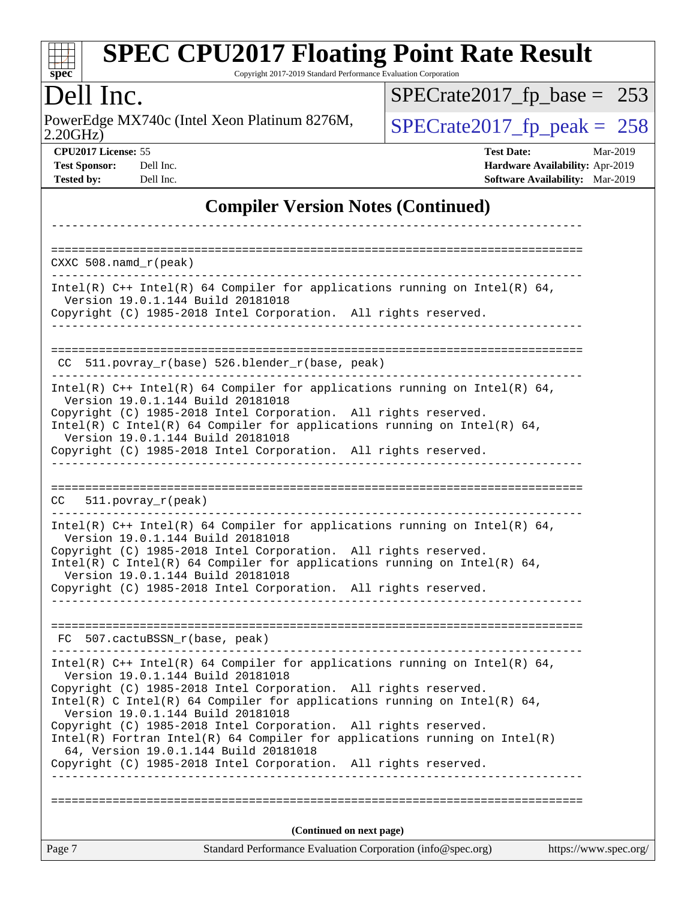## Compiler Version Notes (Continued)

```
------------------------------------------------------------------------------

==============================================================================
CXXC 508.namd_r(peak)
------------------------------------------------------------------------------
Intel(R) C++ Intel(R) 64 Compiler for applications running on Intel(R) 64,
  Version 19.0.1.144 Build 20181018
Copyright (C) 1985-2018 Intel Corporation.  All rights reserved.
------------------------------------------------------------------------------

==============================================================================
 CC  511.povray_r(base) 526.blender_r(base, peak)
------------------------------------------------------------------------------
Intel(R) C++ Intel(R) 64 Compiler for applications running on Intel(R) 64,
  Version 19.0.1.144 Build 20181018
Copyright (C) 1985-2018 Intel Corporation.  All rights reserved.
Intel(R) C Intel(R) 64 Compiler for applications running on Intel(R) 64,
  Version 19.0.1.144 Build 20181018
Copyright (C) 1985-2018 Intel Corporation.  All rights reserved.
------------------------------------------------------------------------------

==============================================================================
CC   511.povray_r(peak)
------------------------------------------------------------------------------
Intel(R) C++ Intel(R) 64 Compiler for applications running on Intel(R) 64,
  Version 19.0.1.144 Build 20181018
Copyright (C) 1985-2018 Intel Corporation.  All rights reserved.
Intel(R) C Intel(R) 64 Compiler for applications running on Intel(R) 64,
  Version 19.0.1.144 Build 20181018
Copyright (C) 1985-2018 Intel Corporation.  All rights reserved.
------------------------------------------------------------------------------

==============================================================================
 FC  507.cactuBSSN_r(base, peak)
------------------------------------------------------------------------------
Intel(R) C++ Intel(R) 64 Compiler for applications running on Intel(R) 64,
  Version 19.0.1.144 Build 20181018
Copyright (C) 1985-2018 Intel Corporation.  All rights reserved.
Intel(R) C Intel(R) 64 Compiler for applications running on Intel(R) 64,
  Version 19.0.1.144 Build 20181018
Copyright (C) 1985-2018 Intel Corporation.  All rights reserved.
Intel(R) Fortran Intel(R) 64 Compiler for applications running on Intel(R)
  64, Version 19.0.1.144 Build 20181018
Copyright (C) 1985-2018 Intel Corporation.  All rights reserved.
------------------------------------------------------------------------------

==============================================================================
```

(Continued on next page)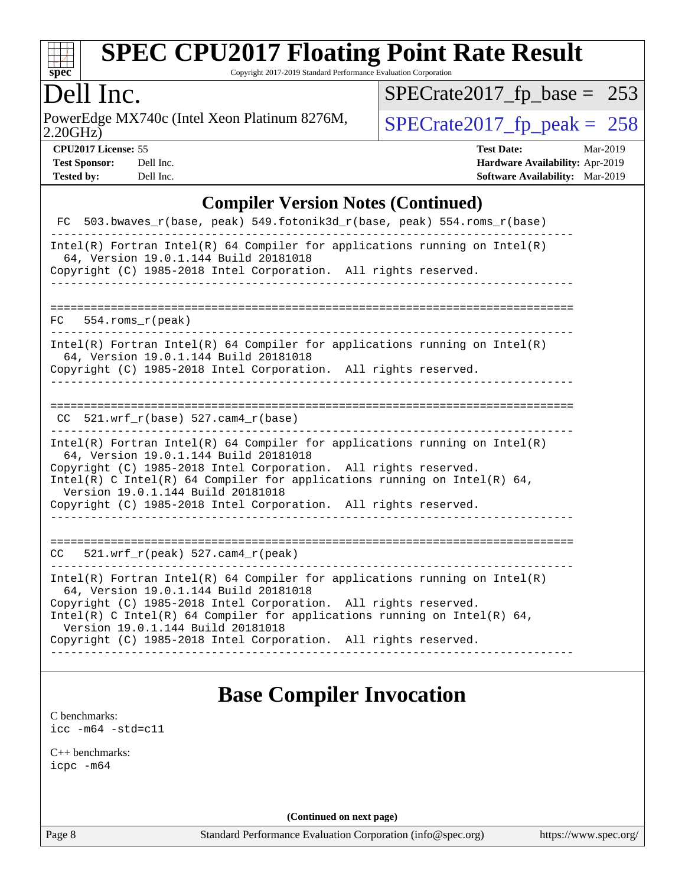# SPEC CPU2017 Floating Point Rate Result

Copyright 2017-2019 Standard Performance Evaluation Corporation

## Dell Inc.

PowerEdge MX740c (Intel Xeon Platinum 8276M, 2.20GHz)

SPECrate2017_fp_base = 253

SPECrate2017_fp_peak = 258

**CPU2017 License:** 55
**Test Sponsor:** Dell Inc.
**Tested by:** Dell Inc.

**Test Date:** Mar-2019
**Hardware Availability:** Apr-2019
**Software Availability:** Mar-2019

## Compiler Version Notes (Continued)

```
 FC  503.bwaves_r(base, peak) 549.fotonik3d_r(base, peak) 554.roms_r(base)
------------------------------------------------------------------------------
Intel(R) Fortran Intel(R) 64 Compiler for applications running on Intel(R)
  64, Version 19.0.1.144 Build 20181018
Copyright (C) 1985-2018 Intel Corporation.  All rights reserved.
------------------------------------------------------------------------------

==============================================================================
FC   554.roms_r(peak)
------------------------------------------------------------------------------
Intel(R) Fortran Intel(R) 64 Compiler for applications running on Intel(R)
  64, Version 19.0.1.144 Build 20181018
Copyright (C) 1985-2018 Intel Corporation.  All rights reserved.
------------------------------------------------------------------------------

==============================================================================
 CC  521.wrf_r(base) 527.cam4_r(base)
------------------------------------------------------------------------------
Intel(R) Fortran Intel(R) 64 Compiler for applications running on Intel(R)
  64, Version 19.0.1.144 Build 20181018
Copyright (C) 1985-2018 Intel Corporation.  All rights reserved.
Intel(R) C Intel(R) 64 Compiler for applications running on Intel(R) 64,
  Version 19.0.1.144 Build 20181018
Copyright (C) 1985-2018 Intel Corporation.  All rights reserved.
------------------------------------------------------------------------------

==============================================================================
CC   521.wrf_r(peak) 527.cam4_r(peak)
------------------------------------------------------------------------------
Intel(R) Fortran Intel(R) 64 Compiler for applications running on Intel(R)
  64, Version 19.0.1.144 Build 20181018
Copyright (C) 1985-2018 Intel Corporation.  All rights reserved.
Intel(R) C Intel(R) 64 Compiler for applications running on Intel(R) 64,
  Version 19.0.1.144 Build 20181018
Copyright (C) 1985-2018 Intel Corporation.  All rights reserved.
------------------------------------------------------------------------------
```

## Base Compiler Invocation

C benchmarks:
`icc -m64 -std=c11`

C++ benchmarks:
`icpc -m64`

**(Continued on next page)**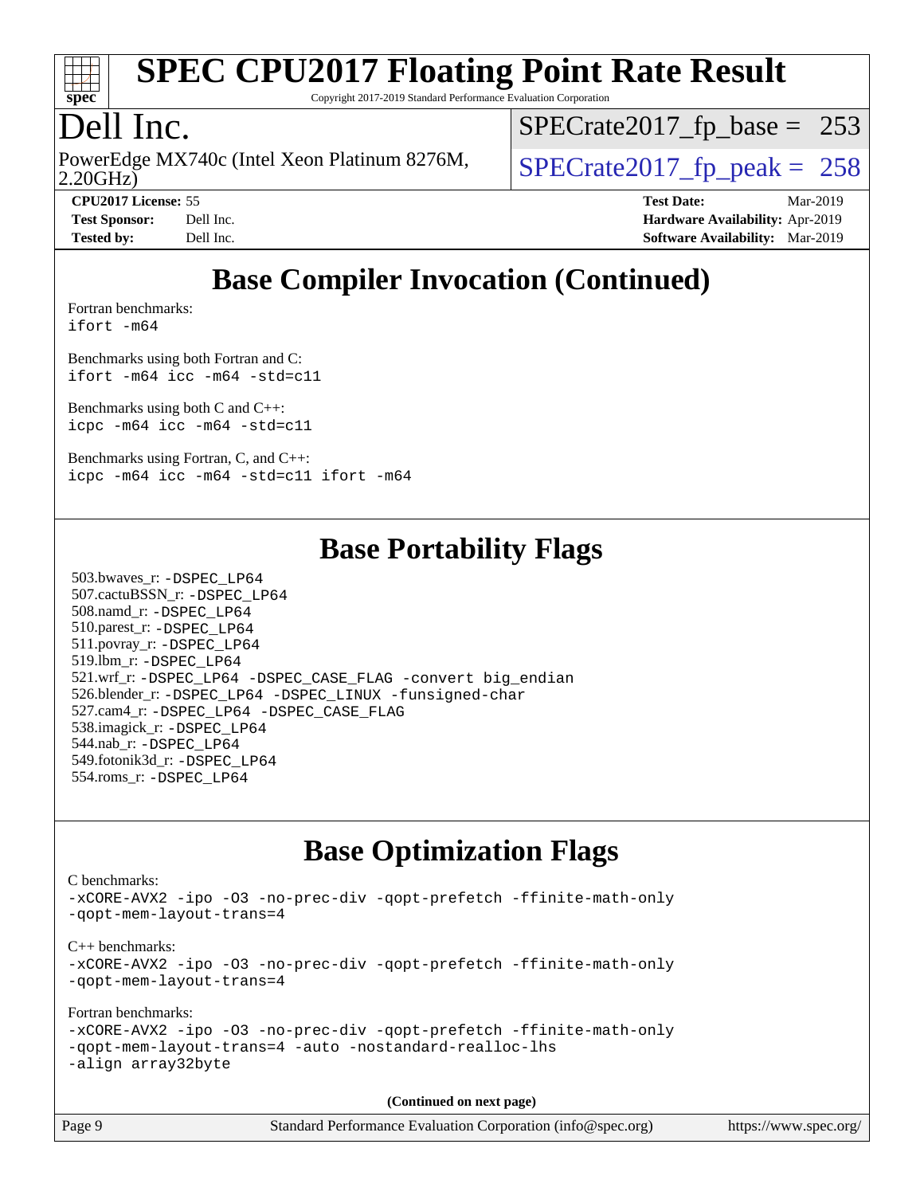# SPEC CPU2017 Floating Point Rate Result

Copyright 2017-2019 Standard Performance Evaluation Corporation

## Dell Inc.

PowerEdge MX740c (Intel Xeon Platinum 8276M, 2.20GHz)

SPECrate2017_fp_base = 253

SPECrate2017_fp_peak = 258

**CPU2017 License:** 55
**Test Sponsor:** Dell Inc.
**Tested by:** Dell Inc.

**Test Date:** Mar-2019
**Hardware Availability:** Apr-2019
**Software Availability:** Mar-2019

## Base Compiler Invocation (Continued)

Fortran benchmarks:
```
ifort -m64
```

Benchmarks using both Fortran and C:
```
ifort -m64 icc -m64 -std=c11
```

Benchmarks using both C and C++:
```
icpc -m64 icc -m64 -std=c11
```

Benchmarks using Fortran, C, and C++:
```
icpc -m64 icc -m64 -std=c11 ifort -m64
```

## Base Portability Flags

503.bwaves_r: -DSPEC_LP64
507.cactuBSSN_r: -DSPEC_LP64
508.namd_r: -DSPEC_LP64
510.parest_r: -DSPEC_LP64
511.povray_r: -DSPEC_LP64
519.lbm_r: -DSPEC_LP64
521.wrf_r: -DSPEC_LP64 -DSPEC_CASE_FLAG -convert big_endian
526.blender_r: -DSPEC_LP64 -DSPEC_LINUX -funsigned-char
527.cam4_r: -DSPEC_LP64 -DSPEC_CASE_FLAG
538.imagick_r: -DSPEC_LP64
544.nab_r: -DSPEC_LP64
549.fotonik3d_r: -DSPEC_LP64
554.roms_r: -DSPEC_LP64

## Base Optimization Flags

C benchmarks:
```
-xCORE-AVX2 -ipo -O3 -no-prec-div -qopt-prefetch -ffinite-math-only
-qopt-mem-layout-trans=4
```

C++ benchmarks:
```
-xCORE-AVX2 -ipo -O3 -no-prec-div -qopt-prefetch -ffinite-math-only
-qopt-mem-layout-trans=4
```

Fortran benchmarks:
```
-xCORE-AVX2 -ipo -O3 -no-prec-div -qopt-prefetch -ffinite-math-only
-qopt-mem-layout-trans=4 -auto -nostandard-realloc-lhs
-align array32byte
```

**(Continued on next page)**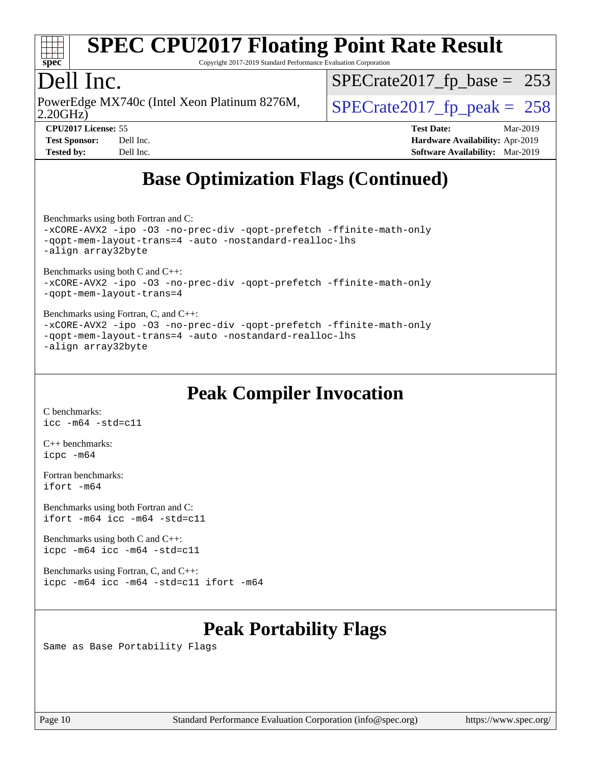# SPEC CPU2017 Floating Point Rate Result

Copyright 2017-2019 Standard Performance Evaluation Corporation

## Dell Inc.

PowerEdge MX740c (Intel Xeon Platinum 8276M, 2.20GHz)

SPECrate2017_fp_base = 253

SPECrate2017_fp_peak = 258

**CPU2017 License:** 55
**Test Sponsor:** Dell Inc.
**Tested by:** Dell Inc.

**Test Date:** Mar-2019
**Hardware Availability:** Apr-2019
**Software Availability:** Mar-2019

## Base Optimization Flags (Continued)

Benchmarks using both Fortran and C:

```
-xCORE-AVX2 -ipo -O3 -no-prec-div -qopt-prefetch -ffinite-math-only
-qopt-mem-layout-trans=4 -auto -nostandard-realloc-lhs
-align array32byte
```

Benchmarks using both C and C++:

```
-xCORE-AVX2 -ipo -O3 -no-prec-div -qopt-prefetch -ffinite-math-only
-qopt-mem-layout-trans=4
```

Benchmarks using Fortran, C, and C++:

```
-xCORE-AVX2 -ipo -O3 -no-prec-div -qopt-prefetch -ffinite-math-only
-qopt-mem-layout-trans=4 -auto -nostandard-realloc-lhs
-align array32byte
```

## Peak Compiler Invocation

C benchmarks:

```
icc -m64 -std=c11
```

C++ benchmarks:

```
icpc -m64
```

Fortran benchmarks:

```
ifort -m64
```

Benchmarks using both Fortran and C:

```
ifort -m64 icc -m64 -std=c11
```

Benchmarks using both C and C++:

```
icpc -m64 icc -m64 -std=c11
```

Benchmarks using Fortran, C, and C++:

```
icpc -m64 icc -m64 -std=c11 ifort -m64
```

## Peak Portability Flags

Same as Base Portability Flags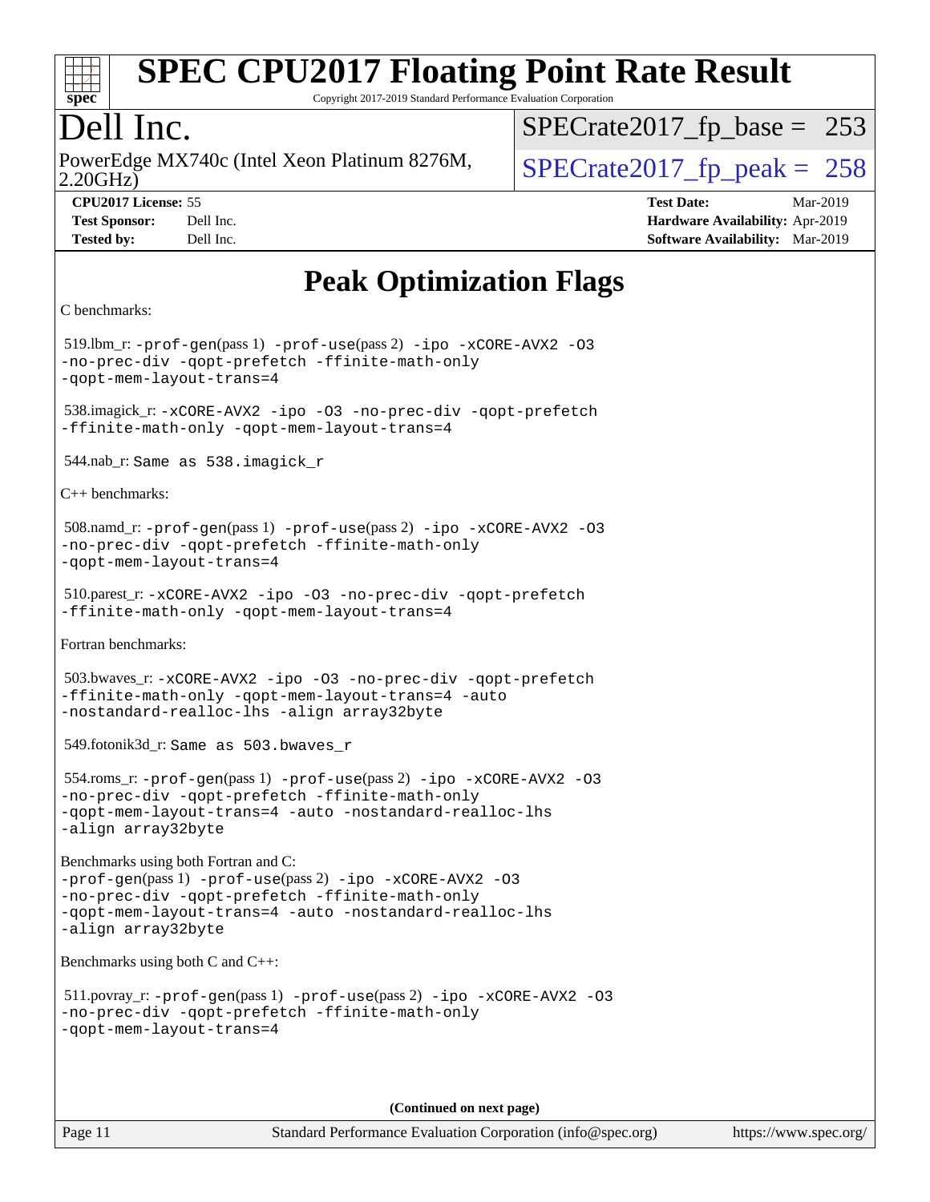# SPEC CPU2017 Floating Point Rate Result

Copyright 2017-2019 Standard Performance Evaluation Corporation

# Dell Inc.

PowerEdge MX740c (Intel Xeon Platinum 8276M, 2.20GHz)

SPECrate2017_fp_base = 253

SPECrate2017_fp_peak = 258

**CPU2017 License:** 55
**Test Sponsor:** Dell Inc.
**Tested by:** Dell Inc.

**Test Date:** Mar-2019
**Hardware Availability:** Apr-2019
**Software Availability:** Mar-2019

## Peak Optimization Flags

C benchmarks:

519.lbm_r: `-prof-gen`(pass 1) `-prof-use`(pass 2) `-ipo -xCORE-AVX2 -O3 -no-prec-div -qopt-prefetch -ffinite-math-only -qopt-mem-layout-trans=4`

538.imagick_r: `-xCORE-AVX2 -ipo -O3 -no-prec-div -qopt-prefetch -ffinite-math-only -qopt-mem-layout-trans=4`

544.nab_r: `Same as 538.imagick_r`

C++ benchmarks:

508.namd_r: `-prof-gen`(pass 1) `-prof-use`(pass 2) `-ipo -xCORE-AVX2 -O3 -no-prec-div -qopt-prefetch -ffinite-math-only -qopt-mem-layout-trans=4`

510.parest_r: `-xCORE-AVX2 -ipo -O3 -no-prec-div -qopt-prefetch -ffinite-math-only -qopt-mem-layout-trans=4`

Fortran benchmarks:

503.bwaves_r: `-xCORE-AVX2 -ipo -O3 -no-prec-div -qopt-prefetch -ffinite-math-only -qopt-mem-layout-trans=4 -auto -nostandard-realloc-lhs -align array32byte`

549.fotonik3d_r: `Same as 503.bwaves_r`

554.roms_r: `-prof-gen`(pass 1) `-prof-use`(pass 2) `-ipo -xCORE-AVX2 -O3 -no-prec-div -qopt-prefetch -ffinite-math-only -qopt-mem-layout-trans=4 -auto -nostandard-realloc-lhs -align array32byte`

Benchmarks using both Fortran and C:

`-prof-gen`(pass 1) `-prof-use`(pass 2) `-ipo -xCORE-AVX2 -O3 -no-prec-div -qopt-prefetch -ffinite-math-only -qopt-mem-layout-trans=4 -auto -nostandard-realloc-lhs -align array32byte`

Benchmarks using both C and C++:

511.povray_r: `-prof-gen`(pass 1) `-prof-use`(pass 2) `-ipo -xCORE-AVX2 -O3 -no-prec-div -qopt-prefetch -ffinite-math-only -qopt-mem-layout-trans=4`

**(Continued on next page)**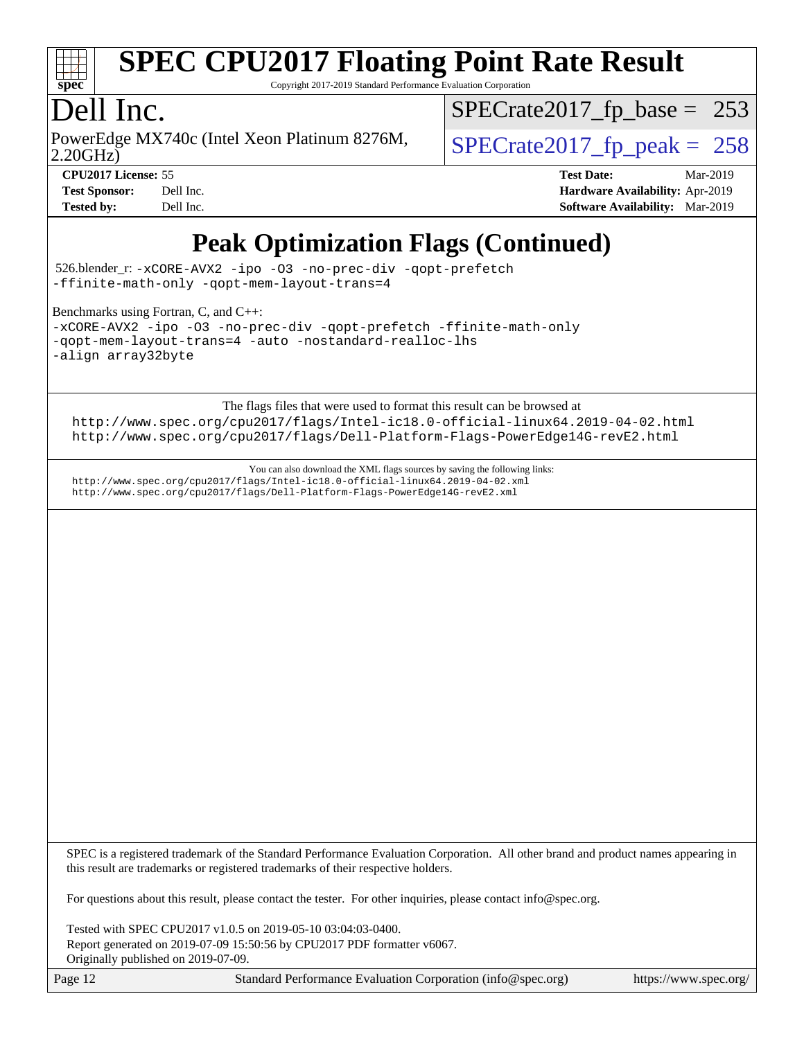# Peak Optimization Flags (Continued)

526.blender_r: -xCORE-AVX2 -ipo -O3 -no-prec-div -qopt-prefetch -ffinite-math-only -qopt-mem-layout-trans=4

Benchmarks using Fortran, C, and C++:
-xCORE-AVX2 -ipo -O3 -no-prec-div -qopt-prefetch -ffinite-math-only -qopt-mem-layout-trans=4 -auto -nostandard-realloc-lhs -align array32byte

The flags files that were used to format this result can be browsed at
http://www.spec.org/cpu2017/flags/Intel-ic18.0-official-linux64.2019-04-02.html
http://www.spec.org/cpu2017/flags/Dell-Platform-Flags-PowerEdge14G-revE2.html

You can also download the XML flags sources by saving the following links:
http://www.spec.org/cpu2017/flags/Intel-ic18.0-official-linux64.2019-04-02.xml
http://www.spec.org/cpu2017/flags/Dell-Platform-Flags-PowerEdge14G-revE2.xml

SPEC is a registered trademark of the Standard Performance Evaluation Corporation. All other brand and product names appearing in this result are trademarks or registered trademarks of their respective holders.

For questions about this result, please contact the tester. For other inquiries, please contact info@spec.org.

Tested with SPEC CPU2017 v1.0.5 on 2019-05-10 03:04:03-0400.
Report generated on 2019-07-09 15:50:56 by CPU2017 PDF formatter v6067.
Originally published on 2019-07-09.